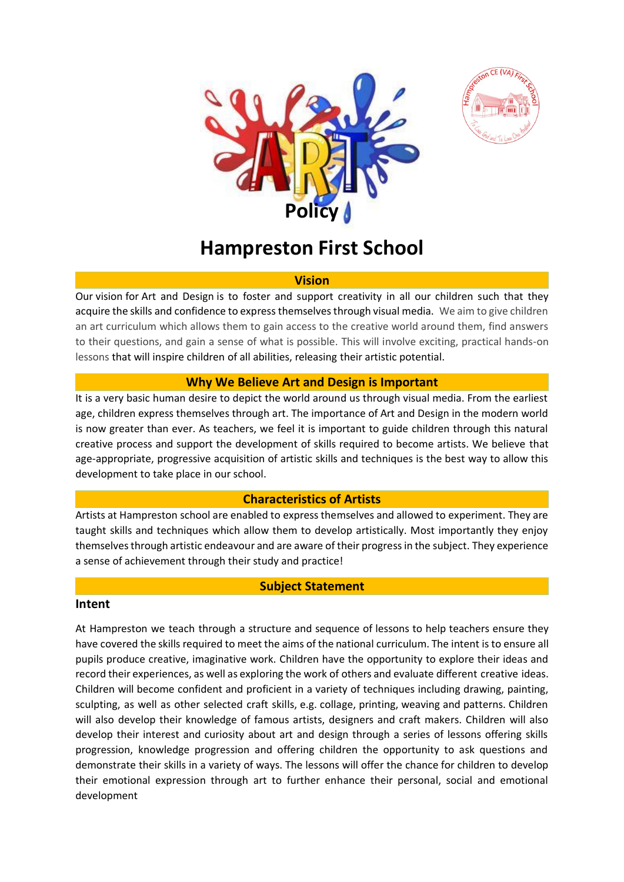# Policy

# Hampreston First School

## Vision

Our vision for Art and Design is to foster and support creativity in all our children such that they acquire the skills and confidence to express themselves through visual media. We aim to give children an art curriculum which allows them to gain access to the creative world around them, find answers to their questions, and gain a sense of what is possible. This will involve exciting, practical hands-on lessons that will inspire children of all abilities, releasing their artistic potential.

## Why We Believe Art and Design is Important

It is a very basic human desire to depict the world around us through visual media. From the earliest age, children express themselves through art. The importance of Art and Design in the modern world is now greater than ever. As teachers, we feel it is important to guide children through this natural creative process and support the development of skills required to become artists. We believe that age-appropriate, progressive acquisition of artistic skills and techniques is the best way to allow this development to take place in our school.

## Characteristics of Artists

Artists at Hampreston school are enabled to express themselves and allowed to experiment. They are taught skills and techniques which allow them to develop artistically. Most importantly they enjoy themselves through artistic endeavour and are aware of their progress in the subject. They experience a sense of achievement through their study and practice!

## Subject Statement

### Intent

At Hampreston we teach through a structure and sequence of lessons to help teachers ensure they have covered the skills required to meet the aims of the national curriculum. The intent is to ensure all pupils produce creative, imaginative work. Children have the opportunity to explore their ideas and record their experiences, as well as exploring the work of others and evaluate different creative ideas. Children will become confident and proficient in a variety of techniques including drawing, painting, sculpting, as well as other selected craft skills, e.g. collage, printing, weaving and patterns. Children will also develop their knowledge of famous artists, designers and craft makers. Children will also develop their interest and curiosity about art and design through a series of lessons offering skills progression, knowledge progression and offering children the opportunity to ask questions and demonstrate their skills in a variety of ways. The lessons will offer the chance for children to develop their emotional expression through art to further enhance their personal, social and emotional development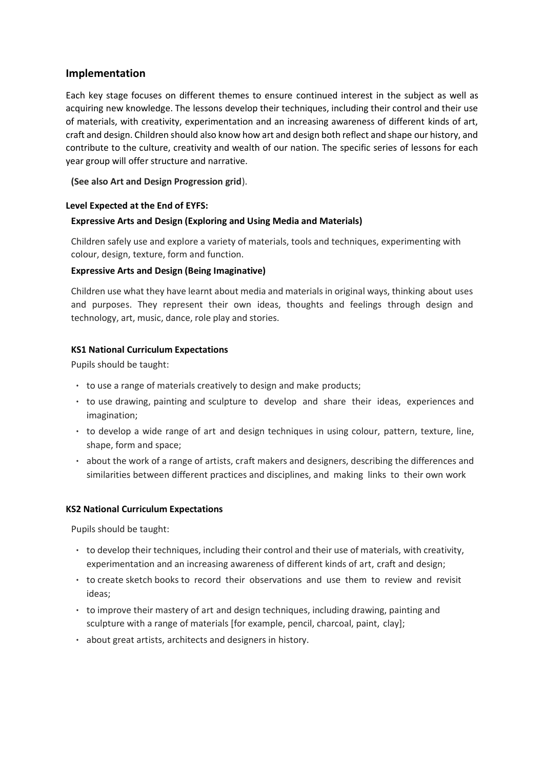## Implementation

Each key stage focuses on different themes to ensure continued interest in the subject as well as acquiring new knowledge. The lessons develop their techniques, including their control and their use of materials, with creativity, experimentation and an increasing awareness of different kinds of art, craft and design. Children should also know how art and design both reflect and shape our history, and contribute to the culture, creativity and wealth of our nation. The specific series of lessons for each year group will offer structure and narrative.

**(See also Art and Design Progression grid**).

**Level Expected at the End of EYFS:**

**Expressive Arts and Design (Exploring and Using Media and Materials)**

Children safely use and explore a variety of materials, tools and techniques, experimenting with colour, design, texture, form and function.

**Expressive Arts and Design (Being Imaginative)**

Children use what they have learnt about media and materials in original ways, thinking about uses and purposes. They represent their own ideas, thoughts and feelings through design and technology, art, music, dance, role play and stories.

**KS1 National Curriculum Expectations**

Pupils should be taught:

- to use a range of materials creatively to design and make products;
- to use drawing, painting and sculpture to develop and share their ideas, experiences and imagination;
- to develop a wide range of art and design techniques in using colour, pattern, texture, line, shape, form and space;
- about the work of a range of artists, craft makers and designers, describing the differences and similarities between different practices and disciplines, and making links to their own work

**KS2 National Curriculum Expectations**

Pupils should be taught:

- to develop their techniques, including their control and their use of materials, with creativity, experimentation and an increasing awareness of different kinds of art, craft and design;
- to create sketch books to record their observations and use them to review and revisit ideas;
- to improve their mastery of art and design techniques, including drawing, painting and sculpture with a range of materials [for example, pencil, charcoal, paint, clay];
- about great artists, architects and designers in history.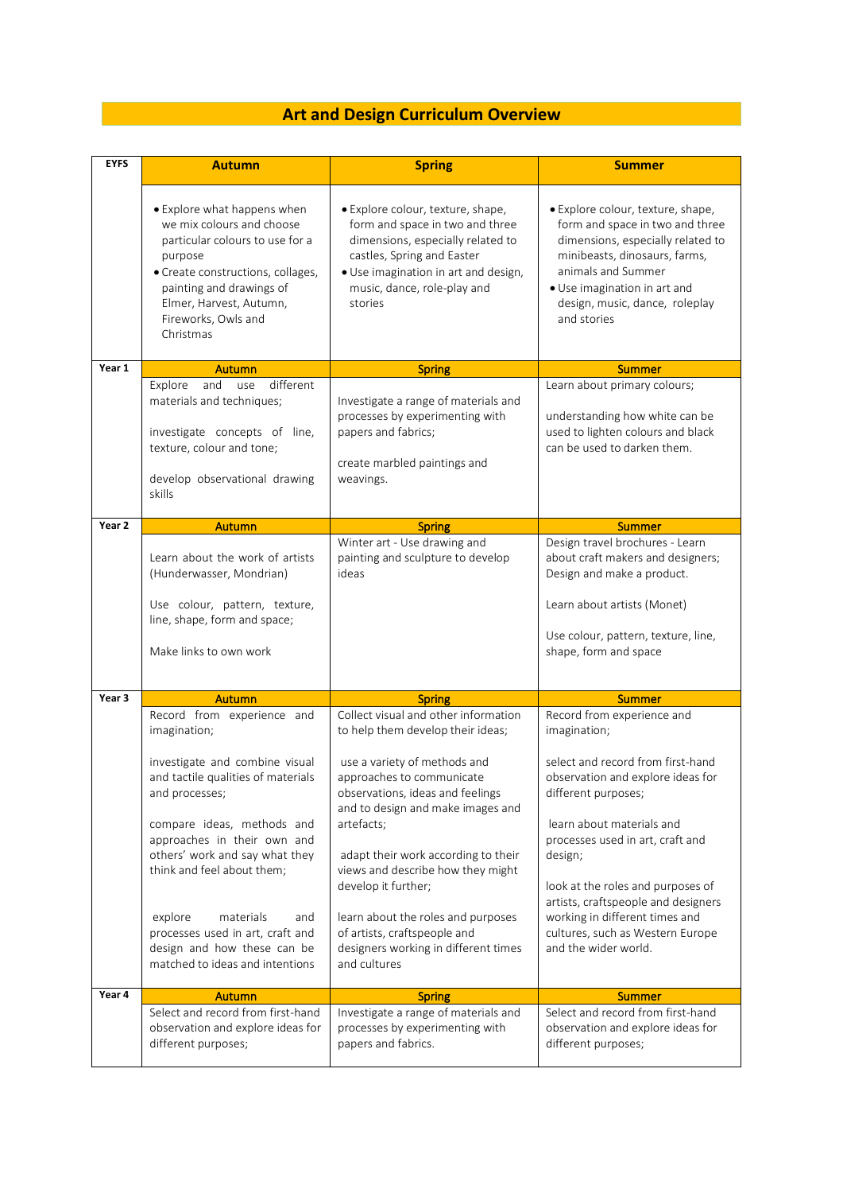# Art and Design Curriculum Overview

| EYFS | Autumn | Spring | Summer |
|---|---|---|---|
| | • Explore what happens when we mix colours and choose particular colours to use for a purpose<br>• Create constructions, collages, painting and drawings of Elmer, Harvest, Autumn, Fireworks, Owls and Christmas | • Explore colour, texture, shape, form and space in two and three dimensions, especially related to castles, Spring and Easter<br>• Use imagination in art and design, music, dance, role-play and stories | • Explore colour, texture, shape, form and space in two and three dimensions, especially related to minibeasts, dinosaurs, farms, animals and Summer<br>• Use imagination in art and design, music, dance, roleplay and stories |
| **Year 1** | **Autumn** | **Spring** | **Summer** |
| | Explore and use different materials and techniques;<br><br>investigate concepts of line, texture, colour and tone;<br><br>develop observational drawing skills | Investigate a range of materials and processes by experimenting with papers and fabrics;<br><br>create marbled paintings and weavings. | Learn about primary colours;<br><br>understanding how white can be used to lighten colours and black can be used to darken them. |
| **Year 2** | **Autumn** | **Spring** | **Summer** |
| | Learn about the work of artists (Hunderwasser, Mondrian)<br><br>Use colour, pattern, texture, line, shape, form and space;<br><br>Make links to own work | Winter art - Use drawing and painting and sculpture to develop ideas | Design travel brochures - Learn about craft makers and designers; Design and make a product.<br><br>Learn about artists (Monet)<br><br>Use colour, pattern, texture, line, shape, form and space |
| **Year 3** | **Autumn** | **Spring** | **Summer** |
| | Record from experience and imagination;<br><br>investigate and combine visual and tactile qualities of materials and processes;<br><br>compare ideas, methods and approaches in their own and others' work and say what they think and feel about them;<br><br>explore materials and processes used in art, craft and design and how these can be matched to ideas and intentions | Collect visual and other information to help them develop their ideas;<br><br>use a variety of methods and approaches to communicate observations, ideas and feelings and to design and make images and artefacts;<br><br>adapt their work according to their views and describe how they might develop it further;<br><br>learn about the roles and purposes of artists, craftspeople and designers working in different times and cultures | Record from experience and imagination;<br><br>select and record from first-hand observation and explore ideas for different purposes;<br><br>learn about materials and processes used in art, craft and design;<br><br>look at the roles and purposes of artists, craftspeople and designers working in different times and cultures, such as Western Europe and the wider world. |
| **Year 4** | **Autumn** | **Spring** | **Summer** |
| | Select and record from first-hand observation and explore ideas for different purposes; | Investigate a range of materials and processes by experimenting with papers and fabrics. | Select and record from first-hand observation and explore ideas for different purposes; |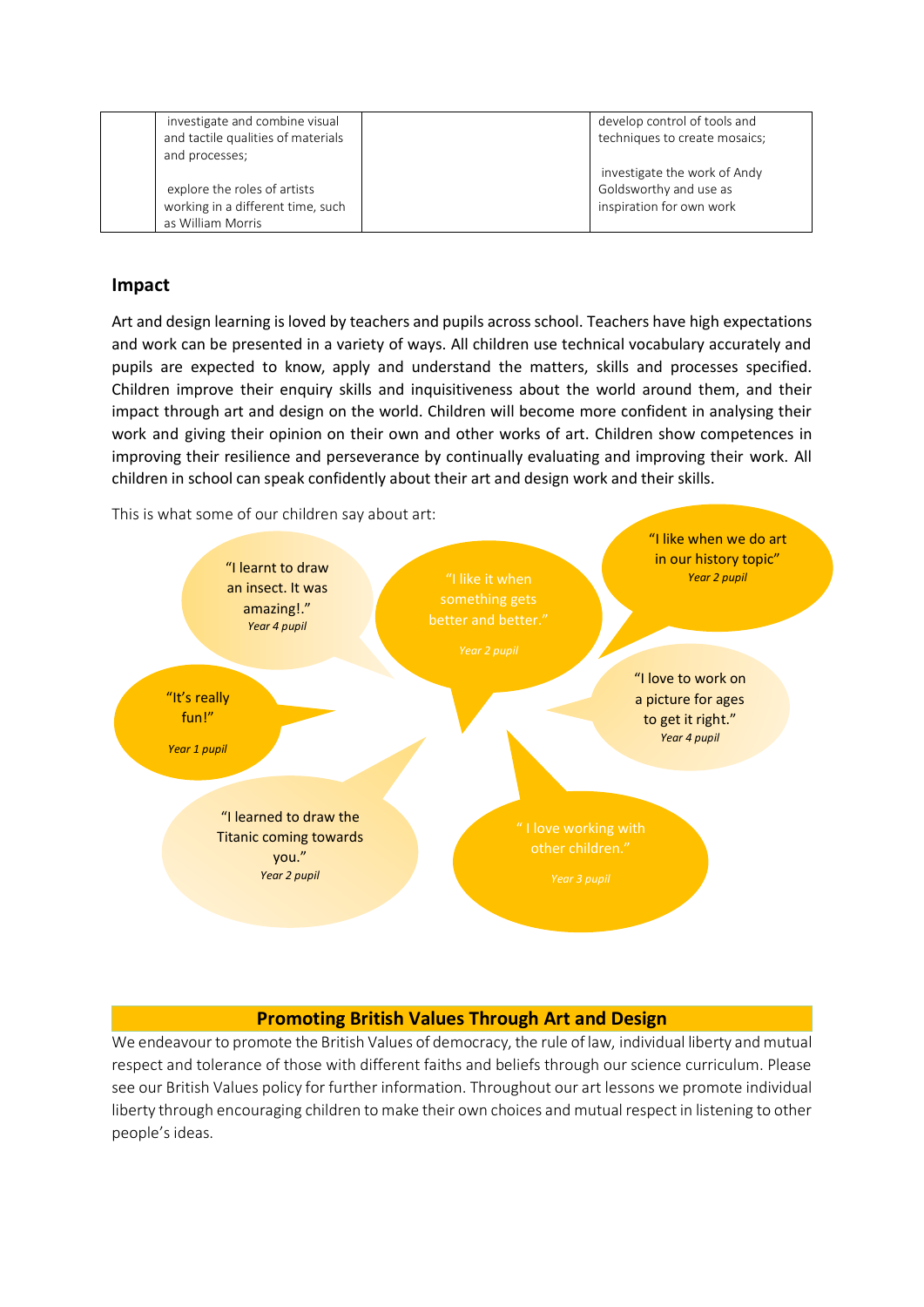| | investigate and combine visual and tactile qualities of materials and processes;<br><br>explore the roles of artists working in a different time, such as William Morris | | develop control of tools and techniques to create mosaics;<br><br>investigate the work of Andy Goldsworthy and use as inspiration for own work |
|---|---|---|---|

## Impact

Art and design learning is loved by teachers and pupils across school. Teachers have high expectations and work can be presented in a variety of ways. All children use technical vocabulary accurately and pupils are expected to know, apply and understand the matters, skills and processes specified. Children improve their enquiry skills and inquisitiveness about the world around them, and their impact through art and design on the world. Children will become more confident in analysing their work and giving their opinion on their own and other works of art. Children show competences in improving their resilience and perseverance by continually evaluating and improving their work. All children in school can speak confidently about their art and design work and their skills.

This is what some of our children say about art:

"I learnt to draw an insect. It was amazing!."
*Year 4 pupil*

"I like it when something gets better and better."
*Year 2 pupil*

"I like when we do art in our history topic"
*Year 2 pupil*

"It's really fun!"
*Year 1 pupil*

"I love to work on a picture for ages to get it right."
*Year 4 pupil*

"I learned to draw the Titanic coming towards you."
*Year 2 pupil*

" I love working with other children."
*Year 3 pupil*

## Promoting British Values Through Art and Design

We endeavour to promote the British Values of democracy, the rule of law, individual liberty and mutual respect and tolerance of those with different faiths and beliefs through our science curriculum. Please see our British Values policy for further information. Throughout our art lessons we promote individual liberty through encouraging children to make their own choices and mutual respect in listening to other people's ideas.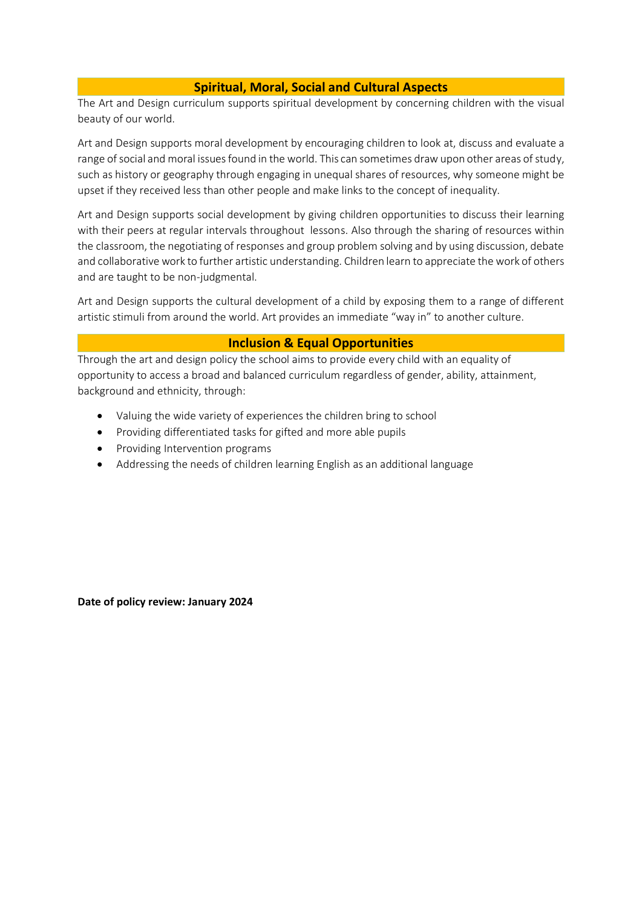## Spiritual, Moral, Social and Cultural Aspects

The Art and Design curriculum supports spiritual development by concerning children with the visual beauty of our world.

Art and Design supports moral development by encouraging children to look at, discuss and evaluate a range of social and moral issues found in the world. This can sometimes draw upon other areas of study, such as history or geography through engaging in unequal shares of resources, why someone might be upset if they received less than other people and make links to the concept of inequality.

Art and Design supports social development by giving children opportunities to discuss their learning with their peers at regular intervals throughout lessons. Also through the sharing of resources within the classroom, the negotiating of responses and group problem solving and by using discussion, debate and collaborative work to further artistic understanding. Children learn to appreciate the work of others and are taught to be non-judgmental.

Art and Design supports the cultural development of a child by exposing them to a range of different artistic stimuli from around the world. Art provides an immediate "way in" to another culture.

## Inclusion & Equal Opportunities

Through the art and design policy the school aims to provide every child with an equality of opportunity to access a broad and balanced curriculum regardless of gender, ability, attainment, background and ethnicity, through:

- Valuing the wide variety of experiences the children bring to school
- Providing differentiated tasks for gifted and more able pupils
- Providing Intervention programs
- Addressing the needs of children learning English as an additional language

**Date of policy review: January 2024**